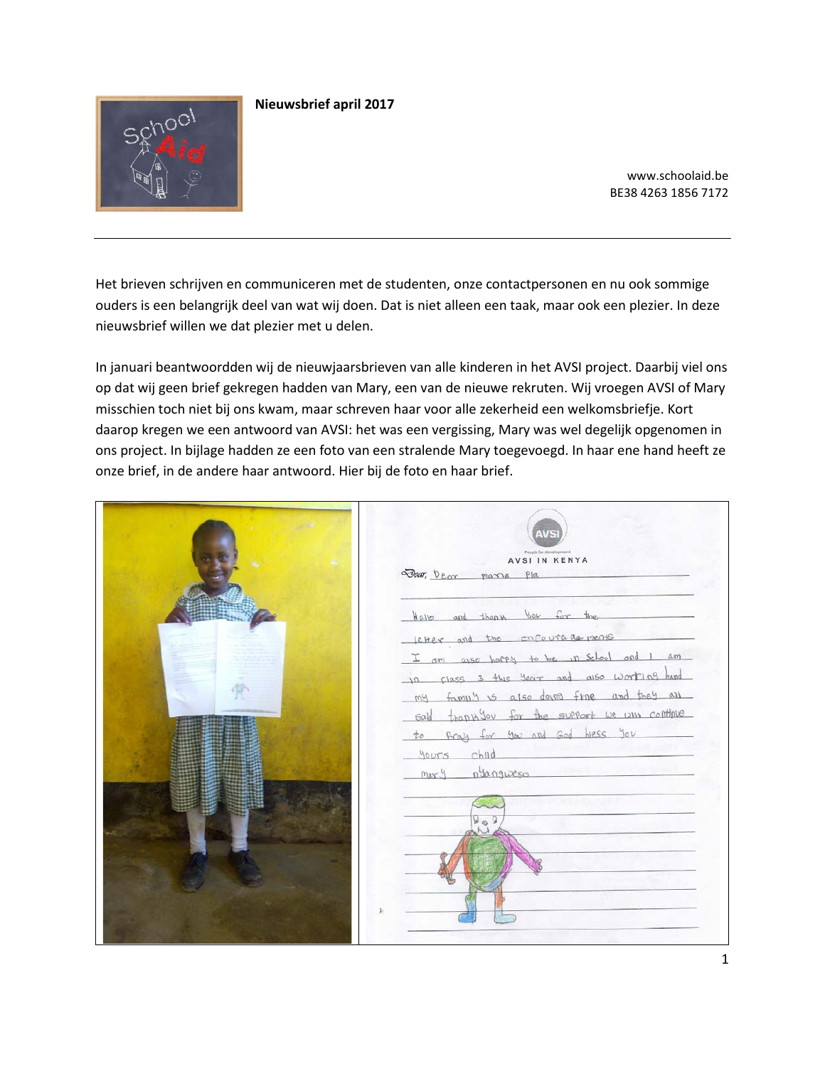**Nieuwsbrief april 2017**

www.schoolaid.be
BE38 4263 1856 7172

---

Het brieven schrijven en communiceren met de studenten, onze contactpersonen en nu ook sommige ouders is een belangrijk deel van wat wij doen. Dat is niet alleen een taak, maar ook een plezier. In deze nieuwsbrief willen we dat plezier met u delen.

In januari beantwoordden wij de nieuwjaarsbrieven van alle kinderen in het AVSI project. Daarbij viel ons op dat wij geen brief gekregen hadden van Mary, een van de nieuwe rekruten. Wij vroegen AVSI of Mary misschien toch niet bij ons kwam, maar schreven haar voor alle zekerheid een welkomsbriefje. Kort daarop kregen we een antwoord van AVSI: het was een vergissing, Mary was wel degelijk opgenomen in ons project. In bijlage hadden ze een foto van een stralende Mary toegevoegd. In haar ene hand heeft ze onze brief, in de andere haar antwoord. Hier bij de foto en haar brief.

AVSI IN KENYA

Dear, Dear maria pia

Hallo and thank you for the letter and the encouragements I am also happy to be in School and I am in class 3 this year and also working hard my family is also doing fine and they all said thank you for the support we will continue to pray for you and God bless you

yours child
mary nyanguesa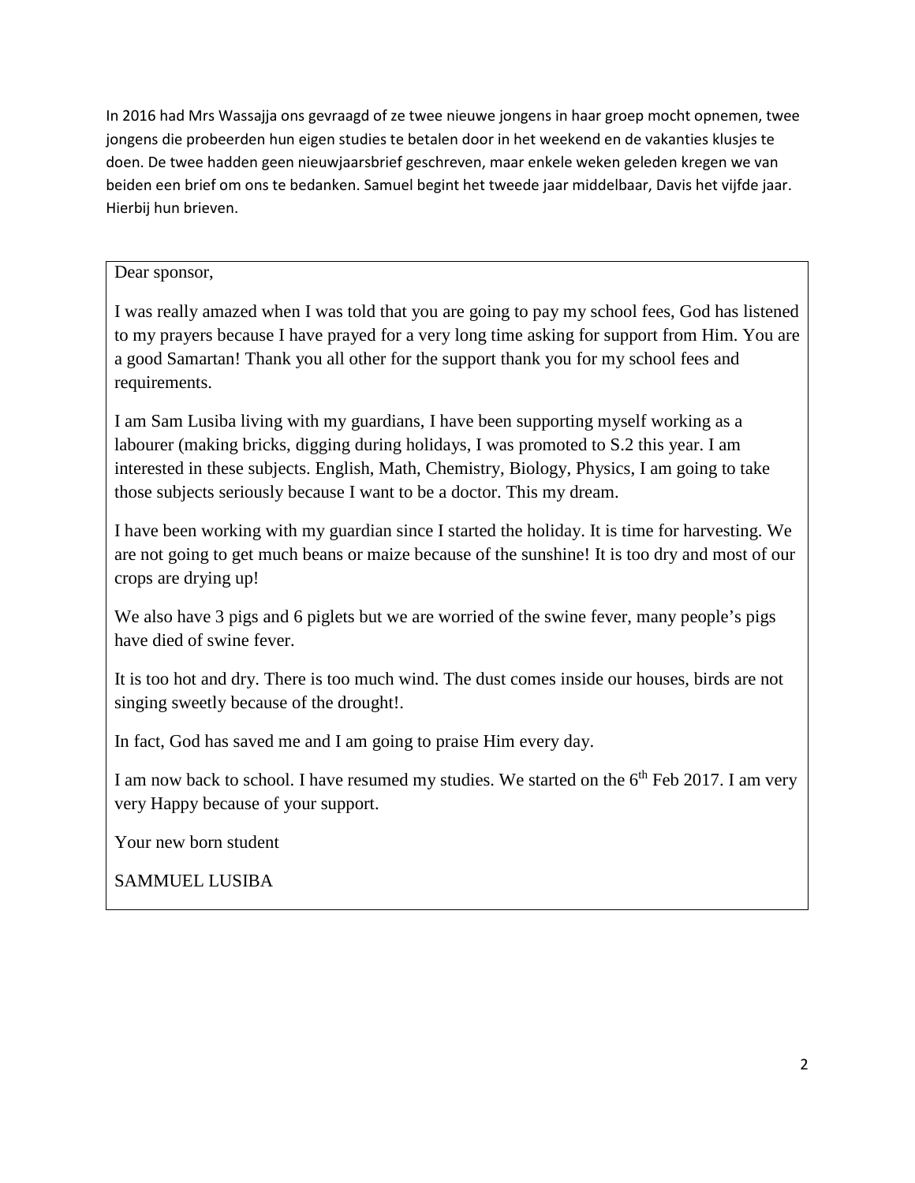In 2016 had Mrs Wassajja ons gevraagd of ze twee nieuwe jongens in haar groep mocht opnemen, twee jongens die probeerden hun eigen studies te betalen door in het weekend en de vakanties klusjes te doen. De twee hadden geen nieuwjaarsbrief geschreven, maar enkele weken geleden kregen we van beiden een brief om ons te bedanken. Samuel begint het tweede jaar middelbaar, Davis het vijfde jaar. Hierbij hun brieven.

Dear sponsor,

I was really amazed when I was told that you are going to pay my school fees, God has listened to my prayers because I have prayed for a very long time asking for support from Him. You are a good Samartan! Thank you all other for the support thank you for my school fees and requirements.

I am Sam Lusiba living with my guardians, I have been supporting myself working as a labourer (making bricks, digging during holidays, I was promoted to S.2 this year. I am interested in these subjects. English, Math, Chemistry, Biology, Physics, I am going to take those subjects seriously because I want to be a doctor. This my dream.

I have been working with my guardian since I started the holiday. It is time for harvesting. We are not going to get much beans or maize because of the sunshine! It is too dry and most of our crops are drying up!

We also have 3 pigs and 6 piglets but we are worried of the swine fever, many people's pigs have died of swine fever.

It is too hot and dry. There is too much wind. The dust comes inside our houses, birds are not singing sweetly because of the drought!.

In fact, God has saved me and I am going to praise Him every day.

I am now back to school. I have resumed my studies. We started on the 6th Feb 2017. I am very very Happy because of your support.

Your new born student

SAMMUEL LUSIBA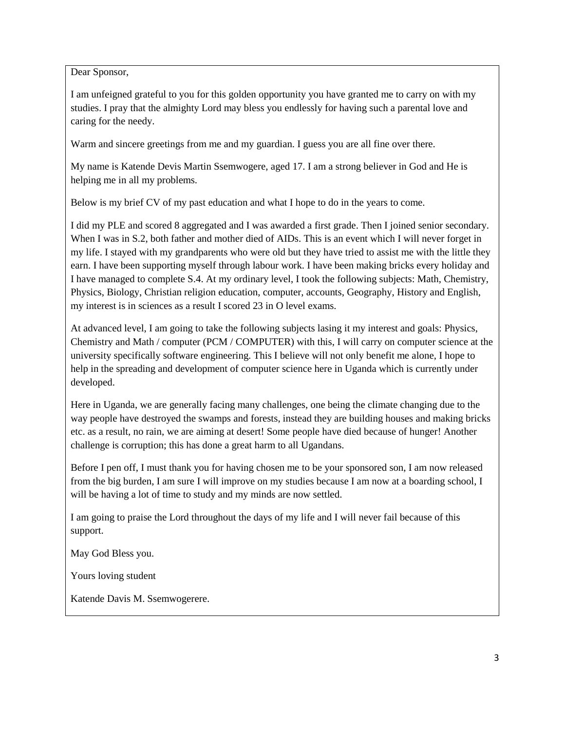Dear Sponsor,

I am unfeigned grateful to you for this golden opportunity you have granted me to carry on with my studies. I pray that the almighty Lord may bless you endlessly for having such a parental love and caring for the needy.

Warm and sincere greetings from me and my guardian. I guess you are all fine over there.

My name is Katende Devis Martin Ssemwogere, aged 17. I am a strong believer in God and He is helping me in all my problems.

Below is my brief CV of my past education and what I hope to do in the years to come.

I did my PLE and scored 8 aggregated and I was awarded a first grade. Then I joined senior secondary. When I was in S.2, both father and mother died of AIDs. This is an event which I will never forget in my life. I stayed with my grandparents who were old but they have tried to assist me with the little they earn. I have been supporting myself through labour work. I have been making bricks every holiday and I have managed to complete S.4. At my ordinary level, I took the following subjects: Math, Chemistry, Physics, Biology, Christian religion education, computer, accounts, Geography, History and English, my interest is in sciences as a result I scored 23 in O level exams.

At advanced level, I am going to take the following subjects lasing it my interest and goals: Physics, Chemistry and Math / computer (PCM / COMPUTER) with this, I will carry on computer science at the university specifically software engineering. This I believe will not only benefit me alone, I hope to help in the spreading and development of computer science here in Uganda which is currently under developed.

Here in Uganda, we are generally facing many challenges, one being the climate changing due to the way people have destroyed the swamps and forests, instead they are building houses and making bricks etc. as a result, no rain, we are aiming at desert! Some people have died because of hunger! Another challenge is corruption; this has done a great harm to all Ugandans.

Before I pen off, I must thank you for having chosen me to be your sponsored son, I am now released from the big burden, I am sure I will improve on my studies because I am now at a boarding school, I will be having a lot of time to study and my minds are now settled.

I am going to praise the Lord throughout the days of my life and I will never fail because of this support.

May God Bless you.

Yours loving student

Katende Davis M. Ssemwogerere.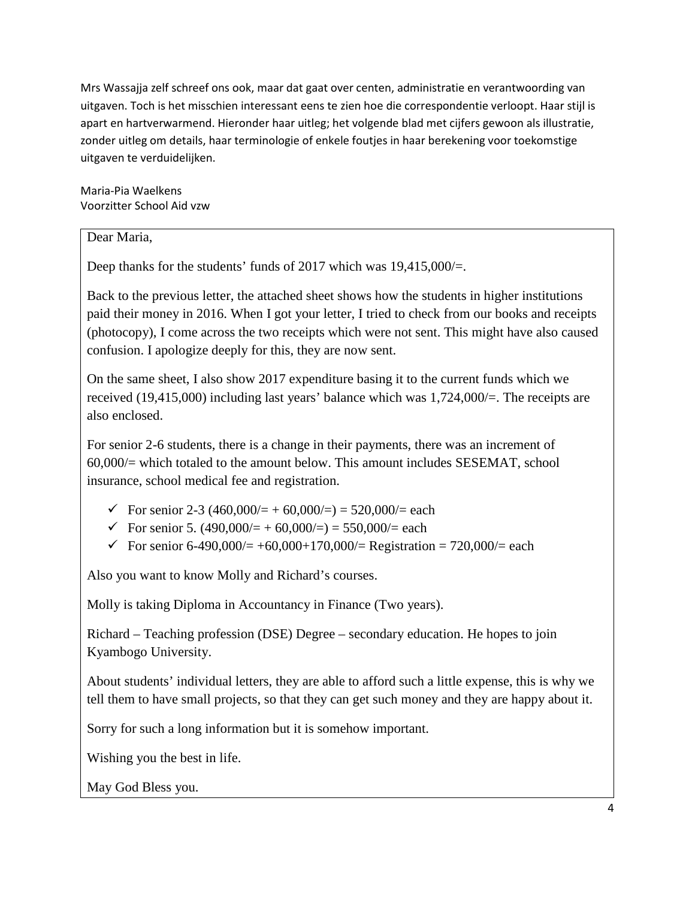Mrs Wassajja zelf schreef ons ook, maar dat gaat over centen, administratie en verantwoording van uitgaven. Toch is het misschien interessant eens te zien hoe die correspondentie verloopt. Haar stijl is apart en hartverwarmend. Hieronder haar uitleg; het volgende blad met cijfers gewoon als illustratie, zonder uitleg om details, haar terminologie of enkele foutjes in haar berekening voor toekomstige uitgaven te verduidelijken.

Maria-Pia Waelkens
Voorzitter School Aid vzw

Dear Maria,

Deep thanks for the students' funds of 2017 which was 19,415,000/=.

Back to the previous letter, the attached sheet shows how the students in higher institutions paid their money in 2016. When I got your letter, I tried to check from our books and receipts (photocopy), I come across the two receipts which were not sent. This might have also caused confusion. I apologize deeply for this, they are now sent.

On the same sheet, I also show 2017 expenditure basing it to the current funds which we received (19,415,000) including last years' balance which was 1,724,000/=. The receipts are also enclosed.

For senior 2-6 students, there is a change in their payments, there was an increment of 60,000/= which totaled to the amount below. This amount includes SESEMAT, school insurance, school medical fee and registration.

- ✓ For senior 2-3 (460,000/= + 60,000/=) = 520,000/= each
- ✓ For senior 5. (490,000/= + 60,000/=) = 550,000/= each
- ✓ For senior 6-490,000/= +60,000+170,000/= Registration = 720,000/= each

Also you want to know Molly and Richard's courses.

Molly is taking Diploma in Accountancy in Finance (Two years).

Richard – Teaching profession (DSE) Degree – secondary education. He hopes to join Kyambogo University.

About students' individual letters, they are able to afford such a little expense, this is why we tell them to have small projects, so that they can get such money and they are happy about it.

Sorry for such a long information but it is somehow important.

Wishing you the best in life.

May God Bless you.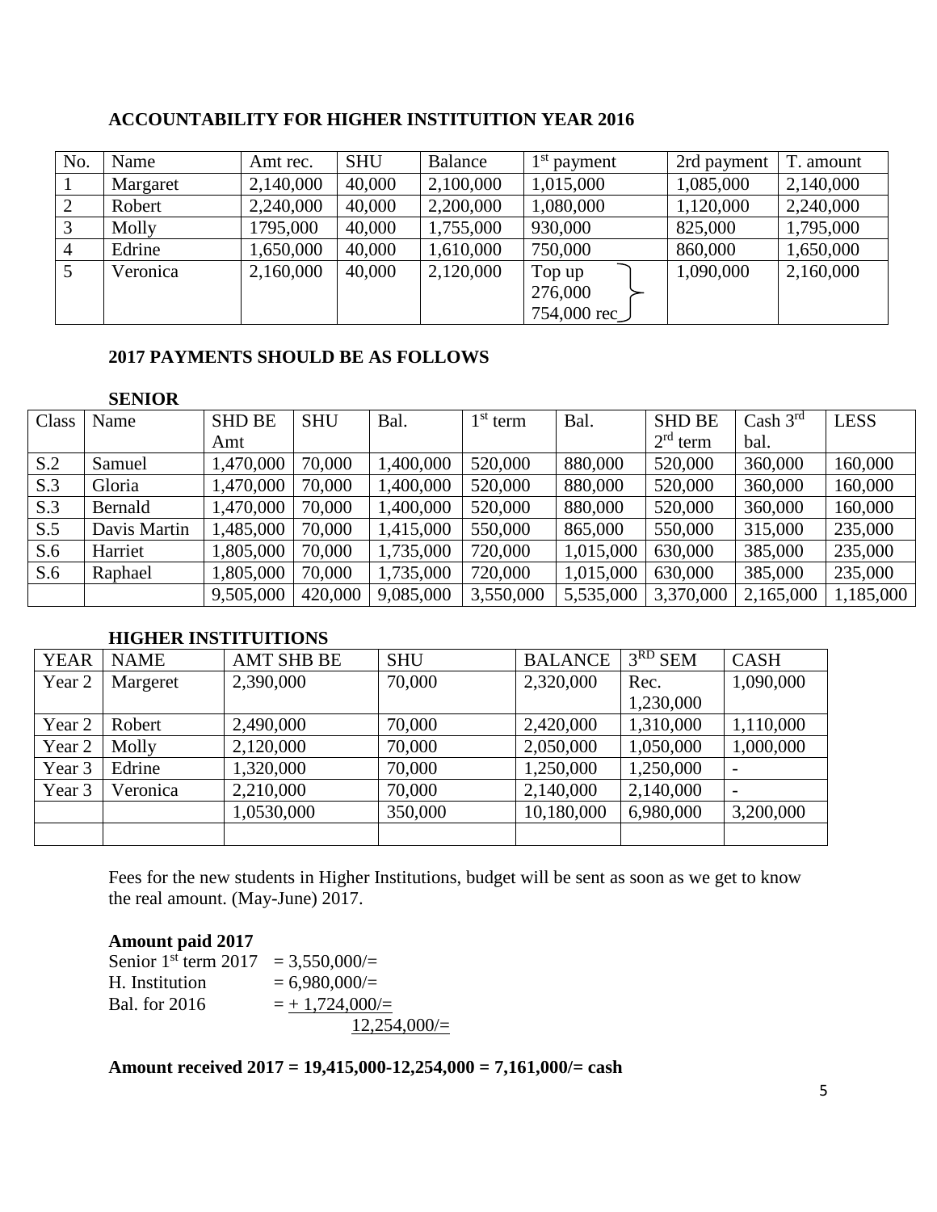## ACCOUNTABILITY FOR HIGHER INSTITUITION YEAR 2016

| No. | Name | Amt rec. | SHU | Balance | 1st payment | 2rd payment | T. amount |
|---|---|---|---|---|---|---|---|
| 1 | Margaret | 2,140,000 | 40,000 | 2,100,000 | 1,015,000 | 1,085,000 | 2,140,000 |
| 2 | Robert | 2,240,000 | 40,000 | 2,200,000 | 1,080,000 | 1,120,000 | 2,240,000 |
| 3 | Molly | 1795,000 | 40,000 | 1,755,000 | 930,000 | 825,000 | 1,795,000 |
| 4 | Edrine | 1,650,000 | 40,000 | 1,610,000 | 750,000 | 860,000 | 1,650,000 |
| 5 | Veronica | 2,160,000 | 40,000 | 2,120,000 | Top up 276,000 754,000 rec | 1,090,000 | 2,160,000 |

### 2017 PAYMENTS SHOULD BE AS FOLLOWS

**SENIOR**

| Class | Name | SHD BE Amt | SHU | Bal. | 1st term | Bal. | SHD BE 2rd term | Cash 3rd bal. | LESS |
|---|---|---|---|---|---|---|---|---|---|
| S.2 | Samuel | 1,470,000 | 70,000 | 1,400,000 | 520,000 | 880,000 | 520,000 | 360,000 | 160,000 |
| S.3 | Gloria | 1,470,000 | 70,000 | 1,400,000 | 520,000 | 880,000 | 520,000 | 360,000 | 160,000 |
| S.3 | Bernald | 1,470,000 | 70,000 | 1,400,000 | 520,000 | 880,000 | 520,000 | 360,000 | 160,000 |
| S.5 | Davis Martin | 1,485,000 | 70,000 | 1,415,000 | 550,000 | 865,000 | 550,000 | 315,000 | 235,000 |
| S.6 | Harriet | 1,805,000 | 70,000 | 1,735,000 | 720,000 | 1,015,000 | 630,000 | 385,000 | 235,000 |
| S.6 | Raphael | 1,805,000 | 70,000 | 1,735,000 | 720,000 | 1,015,000 | 630,000 | 385,000 | 235,000 |
| | | 9,505,000 | 420,000 | 9,085,000 | 3,550,000 | 5,535,000 | 3,370,000 | 2,165,000 | 1,185,000 |

**HIGHER INSTITUITIONS**

| YEAR | NAME | AMT SHB BE | SHU | BALANCE | 3RD SEM | CASH |
|---|---|---|---|---|---|---|
| Year 2 | Margeret | 2,390,000 | 70,000 | 2,320,000 | Rec. 1,230,000 | 1,090,000 |
| Year 2 | Robert | 2,490,000 | 70,000 | 2,420,000 | 1,310,000 | 1,110,000 |
| Year 2 | Molly | 2,120,000 | 70,000 | 2,050,000 | 1,050,000 | 1,000,000 |
| Year 3 | Edrine | 1,320,000 | 70,000 | 1,250,000 | 1,250,000 | - |
| Year 3 | Veronica | 2,210,000 | 70,000 | 2,140,000 | 2,140,000 | - |
| | | 1,0530,000 | 350,000 | 10,180,000 | 6,980,000 | 3,200,000 |
| | | | | | | |

Fees for the new students in Higher Institutions, budget will be sent as soon as we get to know the real amount. (May-June) 2017.

**Amount paid 2017**

Senior 1st term 2017 = 3,550,000/=
H. Institution = 6,980,000/=
Bal. for 2016 = + 1,724,000/=
12,254,000/=

**Amount received 2017 = 19,415,000-12,254,000 = 7,161,000/= cash**